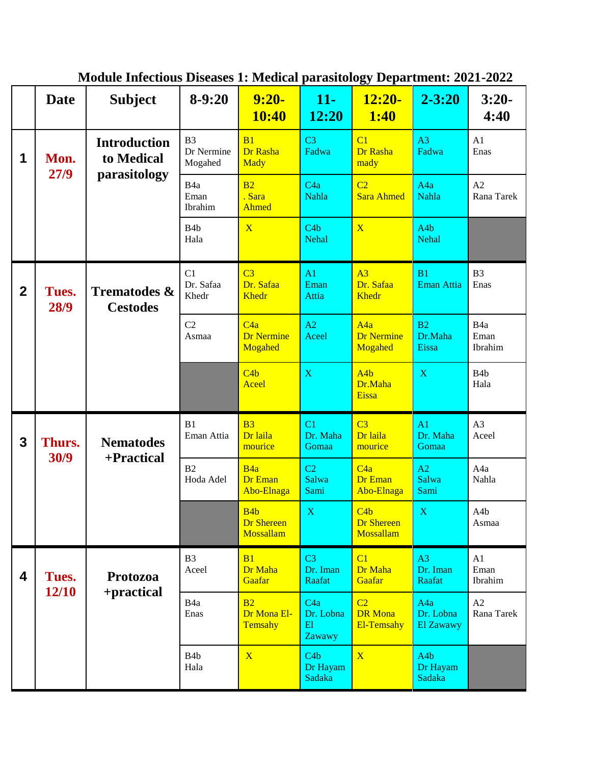**Module Infectious Diseases 1: Medical parasitology Department: 2021-2022**

| | Date | Subject | 8-9:20 | 9:20-10:40 | 11-12:20 | 12:20-1:40 | 2-3:20 | 3:20-4:40 |
|---|---|---|---|---|---|---|---|---|
| 1 | Mon. 27/9 | Introduction to Medical parasitology | B3 Dr Nermine Mogahed | B1 Dr Rasha Mady | C3 Fadwa | C1 Dr Rasha mady | A3 Fadwa | A1 Enas |
| | | | B4a Eman Ibrahim | B2 . Sara Ahmed | C4a Nahla | C2 Sara Ahmed | A4a Nahla | A2 Rana Tarek |
| | | | B4b Hala | X | C4b Nehal | X | A4b Nehal | |
| 2 | Tues. 28/9 | Trematodes & Cestodes | C1 Dr. Safaa Khedr | C3 Dr. Safaa Khedr | A1 Eman Attia | A3 Dr. Safaa Khedr | B1 Eman Attia | B3 Enas |
| | | | C2 Asmaa | C4a Dr Nermine Mogahed | A2 Aceel | A4a Dr Nermine Mogahed | B2 Dr.Maha Eissa | B4a Eman Ibrahim |
| | | | | C4b Aceel | X | A4b Dr.Maha Eissa | X | B4b Hala |
| 3 | Thurs. 30/9 | Nematodes +Practical | B1 Eman Attia | B3 Dr laila mourice | C1 Dr. Maha Gomaa | C3 Dr laila mourice | A1 Dr. Maha Gomaa | A3 Aceel |
| | | | B2 Hoda Adel | B4a Dr Eman Abo-Elnaga | C2 Salwa Sami | C4a Dr Eman Abo-Elnaga | A2 Salwa Sami | A4a Nahla |
| | | | | B4b Dr Shereen Mossallam | X | C4b Dr Shereen Mossallam | X | A4b Asmaa |
| 4 | Tues. 12/10 | Protozoa +practical | B3 Aceel | B1 Dr Maha Gaafar | C3 Dr. Iman Raafat | C1 Dr Maha Gaafar | A3 Dr. Iman Raafat | A1 Eman Ibrahim |
| | | | B4a Enas | B2 Dr Mona El-Temsahy | C4a Dr. Lobna El Zawawy | C2 DR Mona El-Temsahy | A4a Dr. Lobna El Zawawy | A2 Rana Tarek |
| | | | B4b Hala | X | C4b Dr Hayam Sadaka | X | A4b Dr Hayam Sadaka | |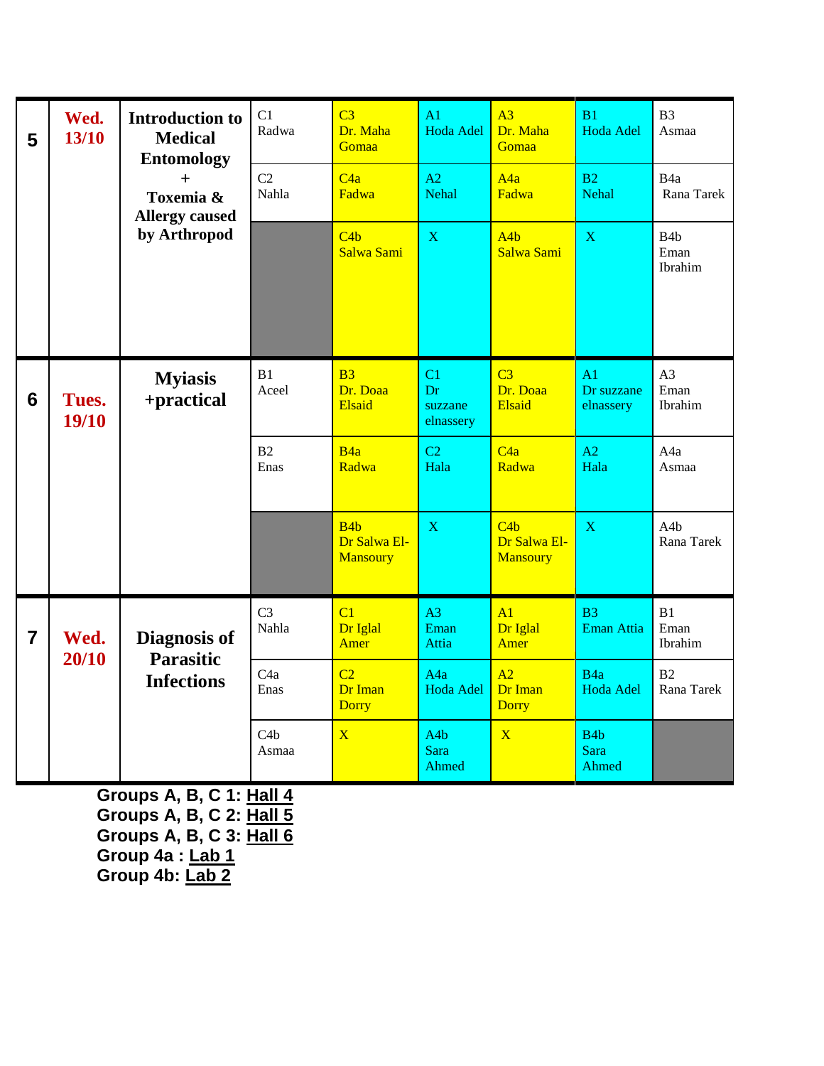| | | | | | | | | |
|---|---|---|---|---|---|---|---|---|
| 5 | Wed. 13/10 | Introduction to Medical Entomology + Toxemia & Allergy caused by Arthropod | C1 Radwa | C3 Dr. Maha Gomaa | A1 Hoda Adel | A3 Dr. Maha Gomaa | B1 Hoda Adel | B3 Asmaa |
| | | | C2 Nahla | C4a Fadwa | A2 Nehal | A4a Fadwa | B2 Nehal | B4a Rana Tarek |
| | | | | C4b Salwa Sami | X | A4b Salwa Sami | X | B4b Eman Ibrahim |
| 6 | Tues. 19/10 | Myiasis +practical | B1 Aceel | B3 Dr. Doaa Elsaid | C1 Dr suzzane elnassery | C3 Dr. Doaa Elsaid | A1 Dr suzzane elnassery | A3 Eman Ibrahim |
| | | | B2 Enas | B4a Radwa | C2 Hala | C4a Radwa | A2 Hala | A4a Asmaa |
| | | | | B4b Dr Salwa El-Mansoury | X | C4b Dr Salwa El-Mansoury | X | A4b Rana Tarek |
| 7 | Wed. 20/10 | Diagnosis of Parasitic Infections | C3 Nahla | C1 Dr Iglal Amer | A3 Eman Attia | A1 Dr Iglal Amer | B3 Eman Attia | B1 Eman Ibrahim |
| | | | C4a Enas | C2 Dr Iman Dorry | A4a Hoda Adel | A2 Dr Iman Dorry | B4a Hoda Adel | B2 Rana Tarek |
| | | | C4b Asmaa | X | A4b Sara Ahmed | X | B4b Sara Ahmed | |

**Groups A, B, C 1: Hall 4**
**Groups A, B, C 2: Hall 5**
**Groups A, B, C 3: Hall 6**
**Group 4a : Lab 1**
**Group 4b: Lab 2**